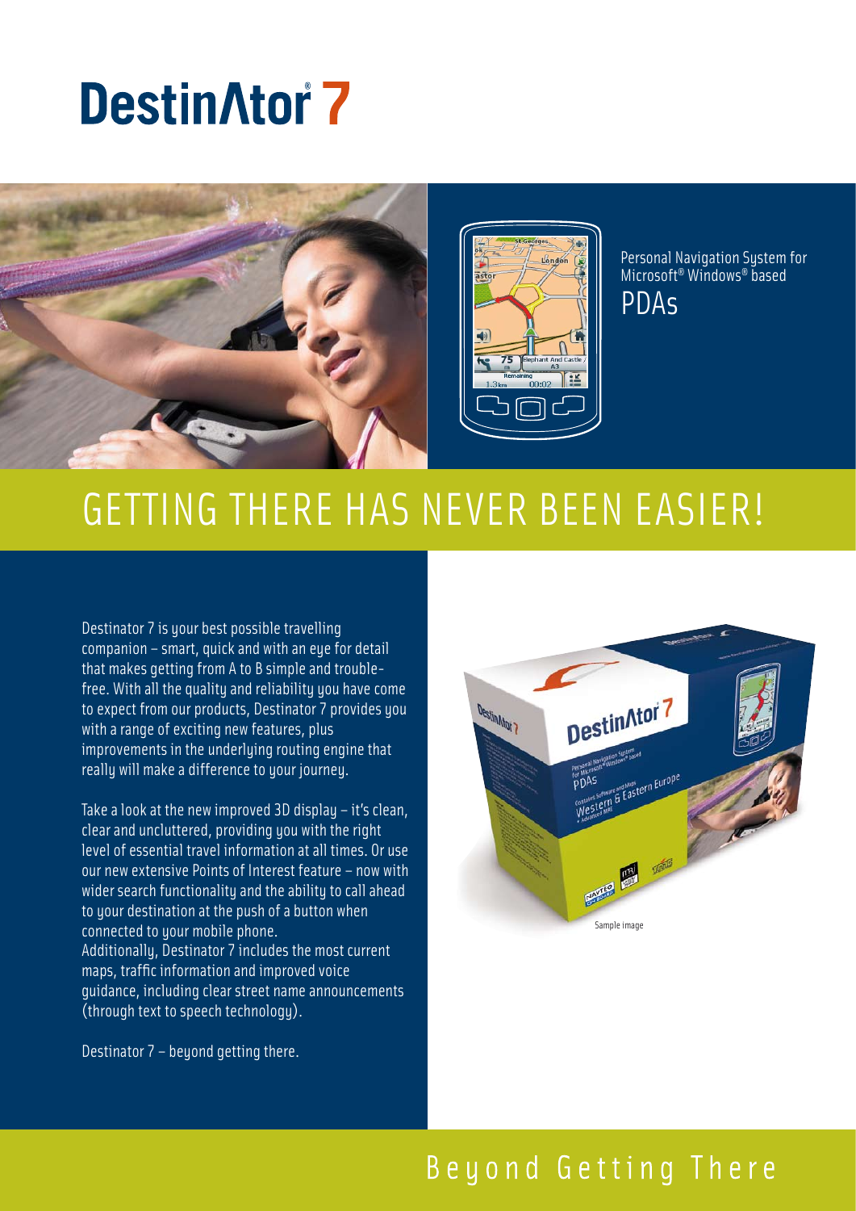# Destinator® 7

Personal Navigation System for Microsoft® Windows® based

PDAs

## GETTING THERE HAS NEVER BEEN EASIER!

Destinator 7 is your best possible travelling companion – smart, quick and with an eye for detail that makes getting from A to B simple and trouble-free. With all the quality and reliability you have come to expect from our products, Destinator 7 provides you with a range of exciting new features, plus improvements in the underlying routing engine that really will make a difference to your journey.

Take a look at the new improved 3D display – it's clean, clear and uncluttered, providing you with the right level of essential travel information at all times. Or use our new extensive Points of Interest feature – now with wider search functionality and the ability to call ahead to your destination at the push of a button when connected to your mobile phone.
Additionally, Destinator 7 includes the most current maps, traffic information and improved voice guidance, including clear street name announcements (through text to speech technology).

Destinator 7 – beyond getting there.

Sample image

Beyond Getting There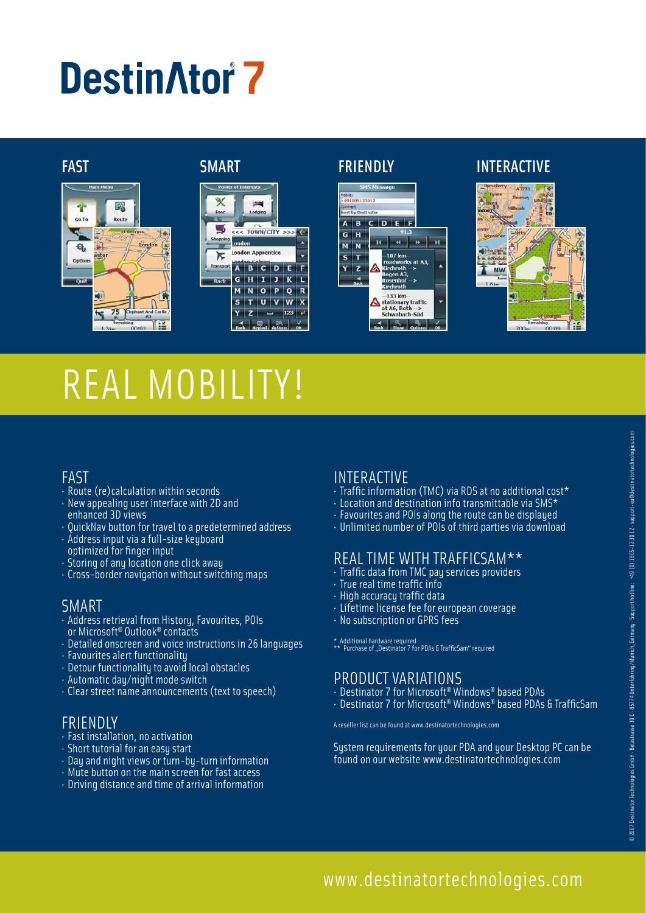# DestinAtor® 7

FAST

SMART

FRIENDLY

INTERACTIVE

# REAL MOBILITY!

## FAST

- Route (re)calculation within seconds
- New appealing user interface with 2D and enhanced 3D views
- QuickNav button for travel to a predetermined address
- Address input via a full-size keyboard optimized for finger input
- Storing of any location one click away
- Cross-border navigation without switching maps

## SMART

- Address retrieval from History, Favourites, POIs or Microsoft® Outlook® contacts
- Detailed onscreen and voice instructions in 26 languages
- Favourites alert functionality
- Detour functionality to avoid local obstacles
- Automatic day/night mode switch
- Clear street name announcements (text to speech)

## FRIENDLY

- Fast installation, no activation
- Short tutorial for an easy start
- Day and night views or turn-by-turn information
- Mute button on the main screen for fast access
- Driving distance and time of arrival information

## INTERACTIVE

- Traffic information (TMC) via RDS at no additional cost*
- Location and destination info transmittable via SMS*
- Favourites and POIs along the route can be displayed
- Unlimited number of POIs of third parties via download

## REAL TIME WITH TRAFFICSAM**

- Traffic data from TMC pay services providers
- True real time traffic info
- High accuracy traffic data
- Lifetime license fee for european coverage
- No subscription or GPRS fees

\* Additional hardware required
\*\* Purchase of „Destinator 7 for PDAs & TrafficSam" required

## PRODUCT VARIATIONS

- Destinator 7 for Microsoft® Windows® based PDAs
- Destinator 7 for Microsoft® Windows® based PDAs & TrafficSam

A reseller list can be found at www.destinatortechnologies.com

System requirements for your PDA and your Desktop PC can be found on our website www.destinatortechnologies.com

© 2007 Destinator Technologies GmbH · Betastrasse 10 C · 85774 Unterföhring/Munich, Germany · Supporthotline: +49 (0) 1805-123012 · support-eu@destinatortechnologies.com

www.destinatortechnologies.com